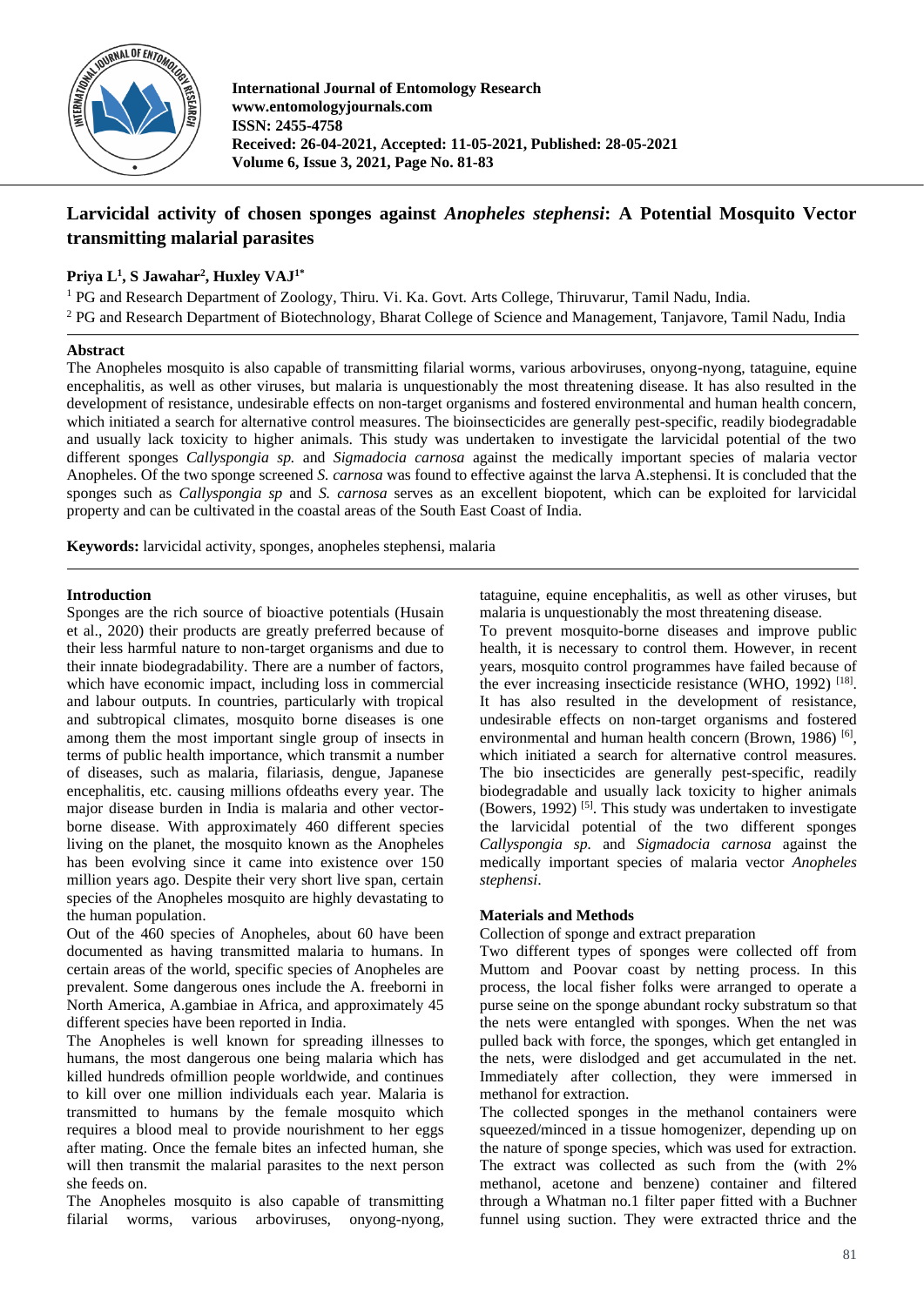# Larvicidal activity of chosen sponges against *Anopheles stephensi*: A Potential Mosquito Vector transmitting malarial parasites

**Priya L[1], S Jawahar[2], Huxley VAJ[1*]**

[1] PG and Research Department of Zoology, Thiru. Vi. Ka. Govt. Arts College, Thiruvarur, Tamil Nadu, India.
[2] PG and Research Department of Biotechnology, Bharat College of Science and Management, Tanjavore, Tamil Nadu, India

## Abstract

The Anopheles mosquito is also capable of transmitting filarial worms, various arboviruses, onyong-nyong, tataguine, equine encephalitis, as well as other viruses, but malaria is unquestionably the most threatening disease. It has also resulted in the development of resistance, undesirable effects on non-target organisms and fostered environmental and human health concern, which initiated a search for alternative control measures. The bioinsecticides are generally pest-specific, readily biodegradable and usually lack toxicity to higher animals. This study was undertaken to investigate the larvicidal potential of the two different sponges *Callyspongia sp.* and *Sigmadocia carnosa* against the medically important species of malaria vector Anopheles. Of the two sponge screened *S. carnosa* was found to effective against the larva A.stephensi. It is concluded that the sponges such as *Callyspongia sp* and *S. carnosa* serves as an excellent biopotent, which can be exploited for larvicidal property and can be cultivated in the coastal areas of the South East Coast of India.

**Keywords:** larvicidal activity, sponges, anopheles stephensi, malaria

## Introduction

Sponges are the rich source of bioactive potentials (Husain et al., 2020) their products are greatly preferred because of their less harmful nature to non-target organisms and due to their innate biodegradability. There are a number of factors, which have economic impact, including loss in commercial and labour outputs. In countries, particularly with tropical and subtropical climates, mosquito borne diseases is one among them the most important single group of insects in terms of public health importance, which transmit a number of diseases, such as malaria, filariasis, dengue, Japanese encephalitis, etc. causing millions ofdeaths every year. The major disease burden in India is malaria and other vector-borne disease. With approximately 460 different species living on the planet, the mosquito known as the Anopheles has been evolving since it came into existence over 150 million years ago. Despite their very short live span, certain species of the Anopheles mosquito are highly devastating to the human population.

Out of the 460 species of Anopheles, about 60 have been documented as having transmitted malaria to humans. In certain areas of the world, specific species of Anopheles are prevalent. Some dangerous ones include the A. freeborni in North America, A.gambiae in Africa, and approximately 45 different species have been reported in India.

The Anopheles is well known for spreading illnesses to humans, the most dangerous one being malaria which has killed hundreds ofmillion people worldwide, and continues to kill over one million individuals each year. Malaria is transmitted to humans by the female mosquito which requires a blood meal to provide nourishment to her eggs after mating. Once the female bites an infected human, she will then transmit the malarial parasites to the next person she feeds on.

The Anopheles mosquito is also capable of transmitting filarial worms, various arboviruses, onyong-nyong, tataguine, equine encephalitis, as well as other viruses, but malaria is unquestionably the most threatening disease.

To prevent mosquito-borne diseases and improve public health, it is necessary to control them. However, in recent years, mosquito control programmes have failed because of the ever increasing insecticide resistance (WHO, 1992) [18]. It has also resulted in the development of resistance, undesirable effects on non-target organisms and fostered environmental and human health concern (Brown, 1986) [6], which initiated a search for alternative control measures. The bio insecticides are generally pest-specific, readily biodegradable and usually lack toxicity to higher animals (Bowers, 1992) [5]. This study was undertaken to investigate the larvicidal potential of the two different sponges *Callyspongia sp.* and *Sigmadocia carnosa* against the medically important species of malaria vector *Anopheles stephensi*.

## Materials and Methods

Collection of sponge and extract preparation

Two different types of sponges were collected off from Muttom and Poovar coast by netting process. In this process, the local fisher folks were arranged to operate a purse seine on the sponge abundant rocky substratum so that the nets were entangled with sponges. When the net was pulled back with force, the sponges, which get entangled in the nets, were dislodged and get accumulated in the net. Immediately after collection, they were immersed in methanol for extraction.

The collected sponges in the methanol containers were squeezed/minced in a tissue homogenizer, depending up on the nature of sponge species, which was used for extraction. The extract was collected as such from the (with 2% methanol, acetone and benzene) container and filtered through a Whatman no.1 filter paper fitted with a Buchner funnel using suction. They were extracted thrice and the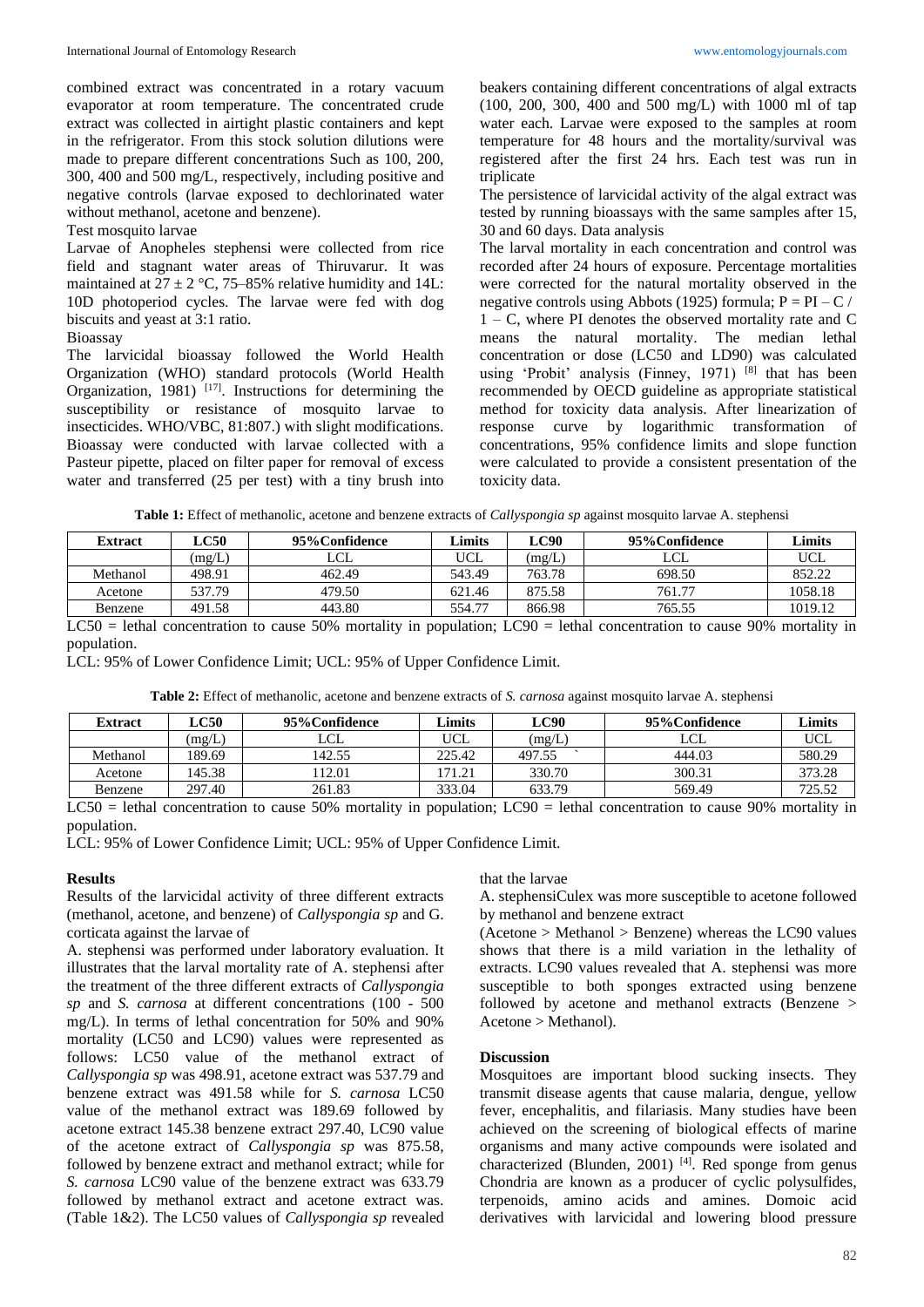combined extract was concentrated in a rotary vacuum evaporator at room temperature. The concentrated crude extract was collected in airtight plastic containers and kept in the refrigerator. From this stock solution dilutions were made to prepare different concentrations Such as 100, 200, 300, 400 and 500 mg/L, respectively, including positive and negative controls (larvae exposed to dechlorinated water without methanol, acetone and benzene).

Test mosquito larvae

Larvae of Anopheles stephensi were collected from rice field and stagnant water areas of Thiruvarur. It was maintained at 27 ± 2 °C, 75–85% relative humidity and 14L: 10D photoperiod cycles. The larvae were fed with dog biscuits and yeast at 3:1 ratio.

Bioassay

The larvicidal bioassay followed the World Health Organization (WHO) standard protocols (World Health Organization, 1981) [17]. Instructions for determining the susceptibility or resistance of mosquito larvae to insecticides. WHO/VBC, 81:807.) with slight modifications. Bioassay were conducted with larvae collected with a Pasteur pipette, placed on filter paper for removal of excess water and transferred (25 per test) with a tiny brush into beakers containing different concentrations of algal extracts (100, 200, 300, 400 and 500 mg/L) with 1000 ml of tap water each. Larvae were exposed to the samples at room temperature for 48 hours and the mortality/survival was registered after the first 24 hrs. Each test was run in triplicate

The persistence of larvicidal activity of the algal extract was tested by running bioassays with the same samples after 15, 30 and 60 days. Data analysis

The larval mortality in each concentration and control was recorded after 24 hours of exposure. Percentage mortalities were corrected for the natural mortality observed in the negative controls using Abbots (1925) formula; P = PI – C / 1 – C, where PI denotes the observed mortality rate and C means the natural mortality. The median lethal concentration or dose (LC50 and LD90) was calculated using 'Probit' analysis (Finney, 1971) [8] that has been recommended by OECD guideline as appropriate statistical method for toxicity data analysis. After linearization of response curve by logarithmic transformation of concentrations, 95% confidence limits and slope function were calculated to provide a consistent presentation of the toxicity data.

**Table 1:** Effect of methanolic, acetone and benzene extracts of *Callyspongia sp* against mosquito larvae A. stephensi

| Extract | LC50 | 95%Confidence | Limits | LC90 | 95%Confidence | Limits |
|---|---|---|---|---|---|---|
| | (mg/L) | LCL | UCL | (mg/L) | LCL | UCL |
| Methanol | 498.91 | 462.49 | 543.49 | 763.78 | 698.50 | 852.22 |
| Acetone | 537.79 | 479.50 | 621.46 | 875.58 | 761.77 | 1058.18 |
| Benzene | 491.58 | 443.80 | 554.77 | 866.98 | 765.55 | 1019.12 |

LC50 = lethal concentration to cause 50% mortality in population; LC90 = lethal concentration to cause 90% mortality in population.

LCL: 95% of Lower Confidence Limit; UCL: 95% of Upper Confidence Limit.

**Table 2:** Effect of methanolic, acetone and benzene extracts of *S. carnosa* against mosquito larvae A. stephensi

| Extract | LC50 | 95%Confidence | Limits | LC90 | 95%Confidence | Limits |
|---|---|---|---|---|---|---|
| | (mg/L) | LCL | UCL | (mg/L) | LCL | UCL |
| Methanol | 189.69 | 142.55 | 225.42 | 497.55 | 444.03 | 580.29 |
| Acetone | 145.38 | 112.01 | 171.21 | 330.70 | 300.31 | 373.28 |
| Benzene | 297.40 | 261.83 | 333.04 | 633.79 | 569.49 | 725.52 |

LC50 = lethal concentration to cause 50% mortality in population; LC90 = lethal concentration to cause 90% mortality in population.

LCL: 95% of Lower Confidence Limit; UCL: 95% of Upper Confidence Limit.

## Results

Results of the larvicidal activity of three different extracts (methanol, acetone, and benzene) of *Callyspongia sp* and G. corticata against the larvae of A. stephensi was performed under laboratory evaluation. It illustrates that the larval mortality rate of A. stephensi after the treatment of the three different extracts of *Callyspongia sp* and *S. carnosa* at different concentrations (100 - 500 mg/L). In terms of lethal concentration for 50% and 90% mortality (LC50 and LC90) values were represented as follows: LC50 value of the methanol extract of *Callyspongia sp* was 498.91, acetone extract was 537.79 and benzene extract was 491.58 while for *S. carnosa* LC50 value of the methanol extract was 189.69 followed by acetone extract 145.38 benzene extract 297.40, LC90 value of the acetone extract of *Callyspongia sp* was 875.58, followed by benzene extract and methanol extract; while for *S. carnosa* LC90 value of the benzene extract was 633.79 followed by methanol extract and acetone extract was. (Table 1&2). The LC50 values of *Callyspongia sp* revealed that the larvae A. stephensiCulex was more susceptible to acetone followed by methanol and benzene extract (Acetone > Methanol > Benzene) whereas the LC90 values shows that there is a mild variation in the lethality of extracts. LC90 values revealed that A. stephensi was more susceptible to both sponges extracted using benzene followed by acetone and methanol extracts (Benzene > Acetone > Methanol).

## Discussion

Mosquitoes are important blood sucking insects. They transmit disease agents that cause malaria, dengue, yellow fever, encephalitis, and filariasis. Many studies have been achieved on the screening of biological effects of marine organisms and many active compounds were isolated and characterized (Blunden, 2001) [4]. Red sponge from genus Chondria are known as a producer of cyclic polysulfides, terpenoids, amino acids and amines. Domoic acid derivatives with larvicidal and lowering blood pressure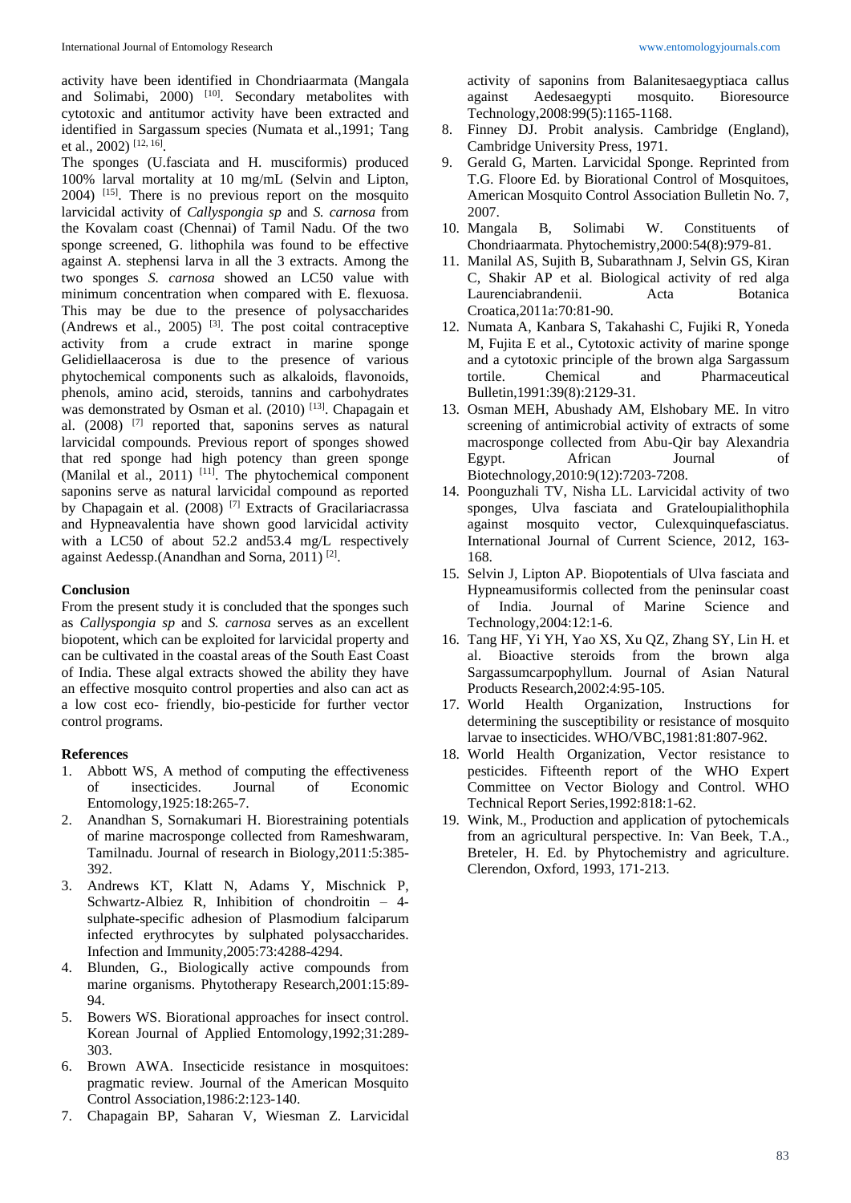activity have been identified in Chondriaarmata (Mangala and Solimabi, 2000) [10]. Secondary metabolites with cytotoxic and antitumor activity have been extracted and identified in Sargassum species (Numata et al.,1991; Tang et al., 2002) [12, 16].

The sponges (U.fasciata and H. musciformis) produced 100% larval mortality at 10 mg/mL (Selvin and Lipton, 2004) [15]. There is no previous report on the mosquito larvicidal activity of *Callyspongia sp* and *S. carnosa* from the Kovalam coast (Chennai) of Tamil Nadu. Of the two sponge screened, G. lithophila was found to be effective against A. stephensi larva in all the 3 extracts. Among the two sponges *S. carnosa* showed an LC50 value with minimum concentration when compared with E. flexuosa. This may be due to the presence of polysaccharides (Andrews et al., 2005) [3]. The post coital contraceptive activity from a crude extract in marine sponge Gelidiellaacerosa is due to the presence of various phytochemical components such as alkaloids, flavonoids, phenols, amino acid, steroids, tannins and carbohydrates was demonstrated by Osman et al. (2010) [13]. Chapagain et al. (2008) [7] reported that, saponins serves as natural larvicidal compounds. Previous report of sponges showed that red sponge had high potency than green sponge (Manilal et al., 2011) [11]. The phytochemical component saponins serve as natural larvicidal compound as reported by Chapagain et al. (2008) [7] Extracts of Gracilariacrassa and Hypneavalentia have shown good larvicidal activity with a LC50 of about 52.2 and53.4 mg/L respectively against Aedessp.(Anandhan and Sorna, 2011) [2].

## Conclusion

From the present study it is concluded that the sponges such as *Callyspongia sp* and *S. carnosa* serves as an excellent biopotent, which can be exploited for larvicidal property and can be cultivated in the coastal areas of the South East Coast of India. These algal extracts showed the ability they have an effective mosquito control properties and also can act as a low cost eco- friendly, bio-pesticide for further vector control programs.

## References

1. Abbott WS, A method of computing the effectiveness of insecticides. Journal of Economic Entomology,1925:18:265-7.
2. Anandhan S, Sornakumari H. Biorestraining potentials of marine macrosponge collected from Rameshwaram, Tamilnadu. Journal of research in Biology,2011:5:385-392.
3. Andrews KT, Klatt N, Adams Y, Mischnick P, Schwartz-Albiez R, Inhibition of chondroitin – 4-sulphate-specific adhesion of Plasmodium falciparum infected erythrocytes by sulphated polysaccharides. Infection and Immunity,2005:73:4288-4294.
4. Blunden, G., Biologically active compounds from marine organisms. Phytotherapy Research,2001:15:89-94.
5. Bowers WS. Biorational approaches for insect control. Korean Journal of Applied Entomology,1992;31:289-303.
6. Brown AWA. Insecticide resistance in mosquitoes: pragmatic review. Journal of the American Mosquito Control Association,1986:2:123-140.
7. Chapagain BP, Saharan V, Wiesman Z. Larvicidal activity of saponins from Balanitesaegyptiaca callus against Aedesaegypti mosquito. Bioresource Technology,2008:99(5):1165-1168.
8. Finney DJ. Probit analysis. Cambridge (England), Cambridge University Press, 1971.
9. Gerald G, Marten. Larvicidal Sponge. Reprinted from T.G. Floore Ed. by Biorational Control of Mosquitoes, American Mosquito Control Association Bulletin No. 7, 2007.
10. Mangala B, Solimabi W. Constituents of Chondriaarmata. Phytochemistry,2000:54(8):979-81.
11. Manilal AS, Sujith B, Subarathnam J, Selvin GS, Kiran C, Shakir AP et al. Biological activity of red alga Laurenciabrandenii. Acta Botanica Croatica,2011a:70:81-90.
12. Numata A, Kanbara S, Takahashi C, Fujiki R, Yoneda M, Fujita E et al., Cytotoxic activity of marine sponge and a cytotoxic principle of the brown alga Sargassum tortile. Chemical and Pharmaceutical Bulletin,1991:39(8):2129-31.
13. Osman MEH, Abushady AM, Elshobary ME. In vitro screening of antimicrobial activity of extracts of some macrosponge collected from Abu-Qir bay Alexandria Egypt. African Journal of Biotechnology,2010:9(12):7203-7208.
14. Poonguzhali TV, Nisha LL. Larvicidal activity of two sponges, Ulva fasciata and Grateloupialithophila against mosquito vector, Culexquinquefasciatus. International Journal of Current Science, 2012, 163-168.
15. Selvin J, Lipton AP. Biopotentials of Ulva fasciata and Hypneamusiformis collected from the peninsular coast of India. Journal of Marine Science and Technology,2004:12:1-6.
16. Tang HF, Yi YH, Yao XS, Xu QZ, Zhang SY, Lin H. et al. Bioactive steroids from the brown alga Sargassumcarpophyllum. Journal of Asian Natural Products Research,2002:4:95-105.
17. World Health Organization, Instructions for determining the susceptibility or resistance of mosquito larvae to insecticides. WHO/VBC,1981:81:807-962.
18. World Health Organization, Vector resistance to pesticides. Fifteenth report of the WHO Expert Committee on Vector Biology and Control. WHO Technical Report Series,1992:818:1-62.
19. Wink, M., Production and application of pytochemicals from an agricultural perspective. In: Van Beek, T.A., Breteler, H. Ed. by Phytochemistry and agriculture. Clerendon, Oxford, 1993, 171-213.